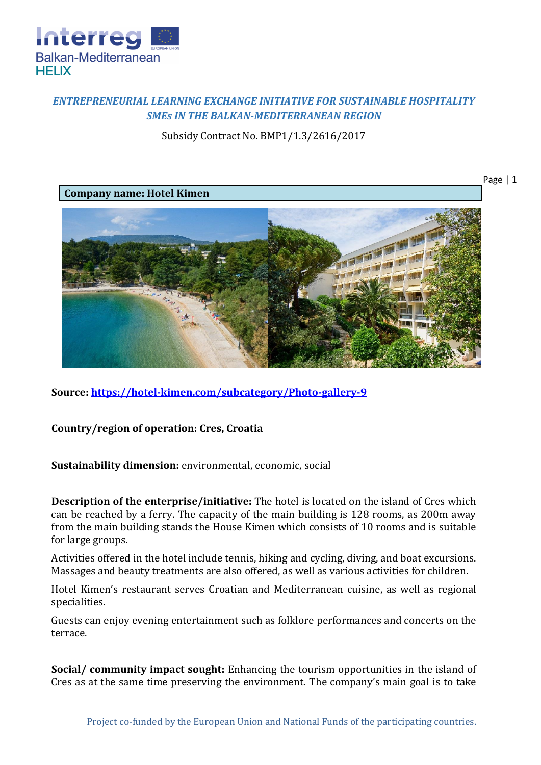*ENTREPRENEURIAL LEARNING EXCHANGE INITIATIVE FOR SUSTAINABLE HOSPITALITY SMEs IN THE BALKAN-MEDITERRANEAN REGION*

Subsidy Contract No. BMP1/1.3/2616/2017

**Company name: Hotel Kimen**

**Source:** https://hotel-kimen.com/subcategory/Photo-gallery-9

**Country/region of operation: Cres, Croatia**

**Sustainability dimension:** environmental, economic, social

**Description of the enterprise/initiative:** The hotel is located on the island of Cres which can be reached by a ferry. The capacity of the main building is 128 rooms, as 200m away from the main building stands the House Kimen which consists of 10 rooms and is suitable for large groups.

Activities offered in the hotel include tennis, hiking and cycling, diving, and boat excursions. Massages and beauty treatments are also offered, as well as various activities for children.

Hotel Kimen's restaurant serves Croatian and Mediterranean cuisine, as well as regional specialities.

Guests can enjoy evening entertainment such as folklore performances and concerts on the terrace.

**Social/ community impact sought:** Enhancing the tourism opportunities in the island of Cres as at the same time preserving the environment. The company's main goal is to take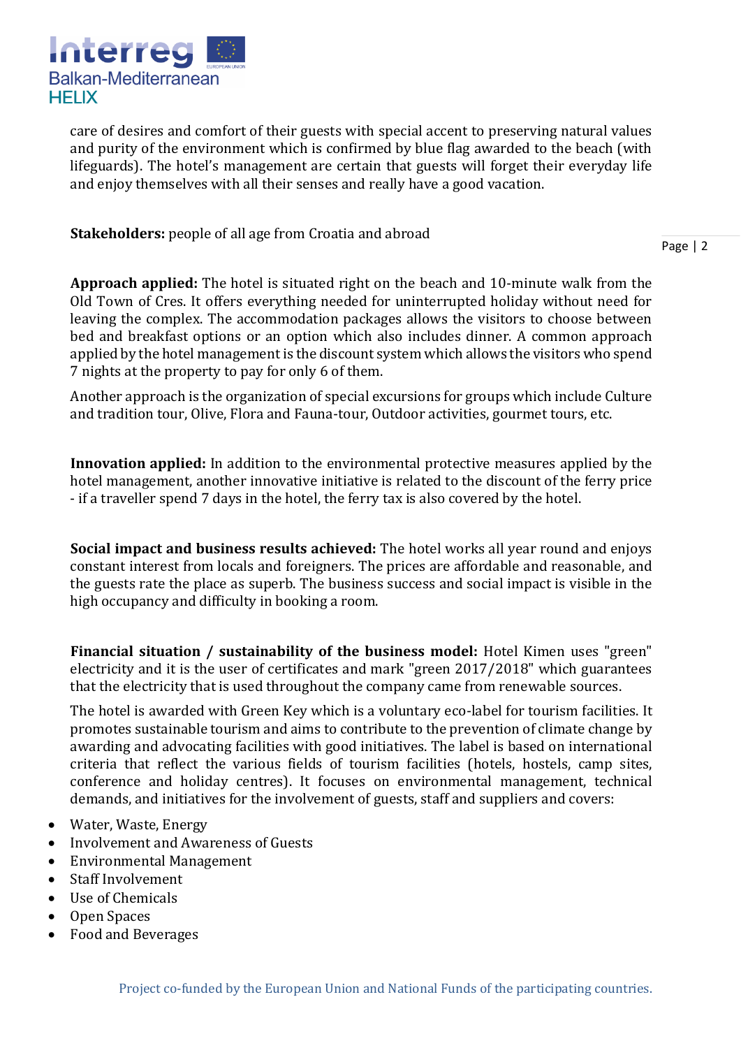care of desires and comfort of their guests with special accent to preserving natural values and purity of the environment which is confirmed by blue flag awarded to the beach (with lifeguards). The hotel's management are certain that guests will forget their everyday life and enjoy themselves with all their senses and really have a good vacation.

**Stakeholders:** people of all age from Croatia and abroad

**Approach applied:** The hotel is situated right on the beach and 10-minute walk from the Old Town of Cres. It offers everything needed for uninterrupted holiday without need for leaving the complex. The accommodation packages allows the visitors to choose between bed and breakfast options or an option which also includes dinner. A common approach applied by the hotel management is the discount system which allows the visitors who spend 7 nights at the property to pay for only 6 of them.

Another approach is the organization of special excursions for groups which include Culture and tradition tour, Olive, Flora and Fauna-tour, Outdoor activities, gourmet tours, etc.

**Innovation applied:** In addition to the environmental protective measures applied by the hotel management, another innovative initiative is related to the discount of the ferry price - if a traveller spend 7 days in the hotel, the ferry tax is also covered by the hotel.

**Social impact and business results achieved:** The hotel works all year round and enjoys constant interest from locals and foreigners. The prices are affordable and reasonable, and the guests rate the place as superb. The business success and social impact is visible in the high occupancy and difficulty in booking a room.

**Financial situation / sustainability of the business model:** Hotel Kimen uses "green" electricity and it is the user of certificates and mark "green 2017/2018" which guarantees that the electricity that is used throughout the company came from renewable sources.

The hotel is awarded with Green Key which is a voluntary eco-label for tourism facilities. It promotes sustainable tourism and aims to contribute to the prevention of climate change by awarding and advocating facilities with good initiatives. The label is based on international criteria that reflect the various fields of tourism facilities (hotels, hostels, camp sites, conference and holiday centres). It focuses on environmental management, technical demands, and initiatives for the involvement of guests, staff and suppliers and covers:

- Water, Waste, Energy
- Involvement and Awareness of Guests
- Environmental Management
- Staff Involvement
- Use of Chemicals
- Open Spaces
- Food and Beverages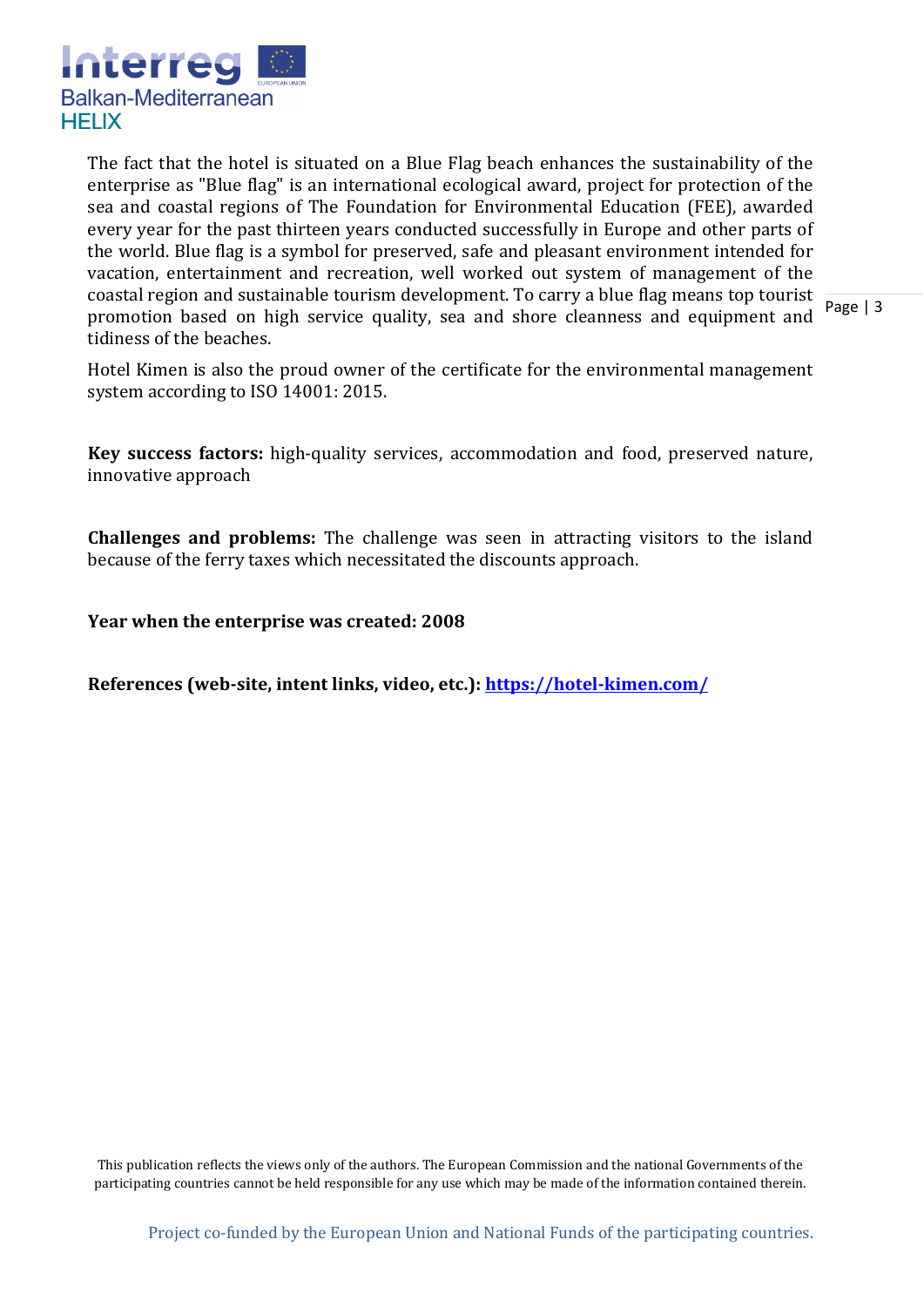The fact that the hotel is situated on a Blue Flag beach enhances the sustainability of the enterprise as "Blue flag" is an international ecological award, project for protection of the sea and coastal regions of The Foundation for Environmental Education (FEE), awarded every year for the past thirteen years conducted successfully in Europe and other parts of the world. Blue flag is a symbol for preserved, safe and pleasant environment intended for vacation, entertainment and recreation, well worked out system of management of the coastal region and sustainable tourism development. To carry a blue flag means top tourist promotion based on high service quality, sea and shore cleanness and equipment and tidiness of the beaches.

Hotel Kimen is also the proud owner of the certificate for the environmental management system according to ISO 14001: 2015.

**Key success factors:** high-quality services, accommodation and food, preserved nature, innovative approach

**Challenges and problems:** The challenge was seen in attracting visitors to the island because of the ferry taxes which necessitated the discounts approach.

**Year when the enterprise was created: 2008**

**References (web-site, intent links, video, etc.): [https://hotel-kimen.com/](https://hotel-kimen.com/)**

This publication reflects the views only of the authors. The European Commission and the national Governments of the participating countries cannot be held responsible for any use which may be made of the information contained therein.

Project co-funded by the European Union and National Funds of the participating countries.